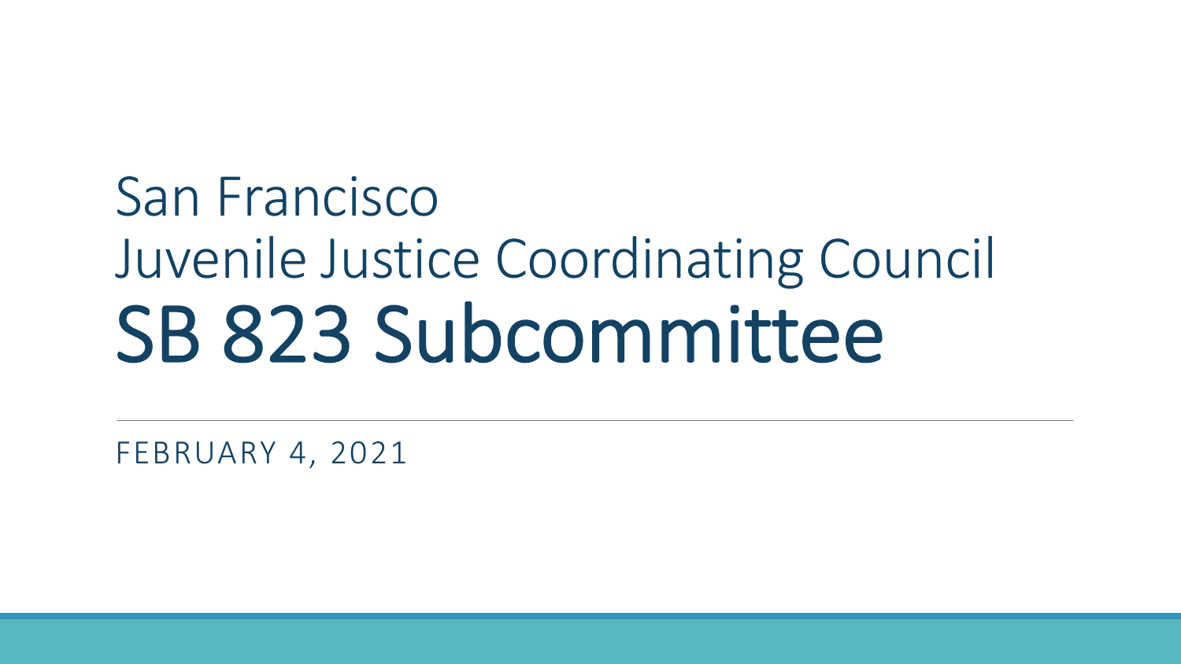# San Francisco Juvenile Justice Coordinating Council SB 823 Subcommittee

FEBRUARY 4, 2021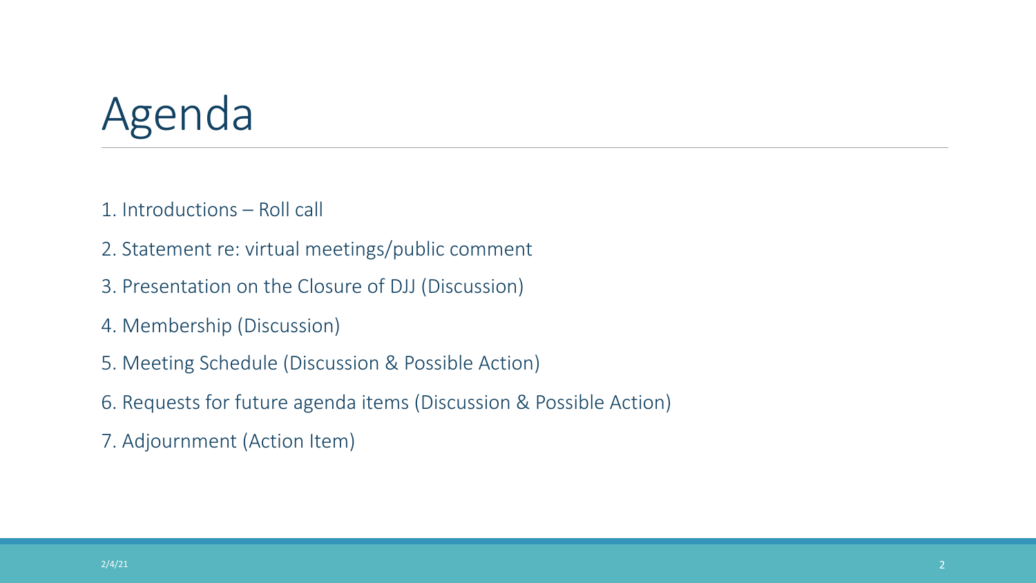# Agenda

1. Introductions – Roll call
2. Statement re: virtual meetings/public comment
3. Presentation on the Closure of DJJ (Discussion)
4. Membership (Discussion)
5. Meeting Schedule (Discussion & Possible Action)
6. Requests for future agenda items (Discussion & Possible Action)
7. Adjournment (Action Item)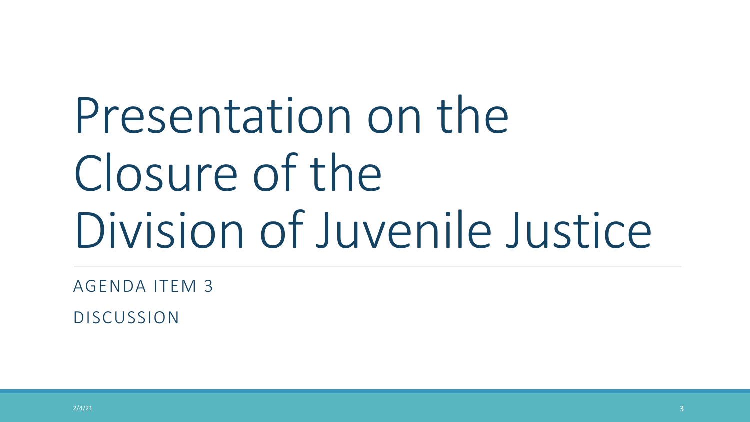# Presentation on the Closure of the Division of Juvenile Justice

AGENDA ITEM 3

DISCUSSION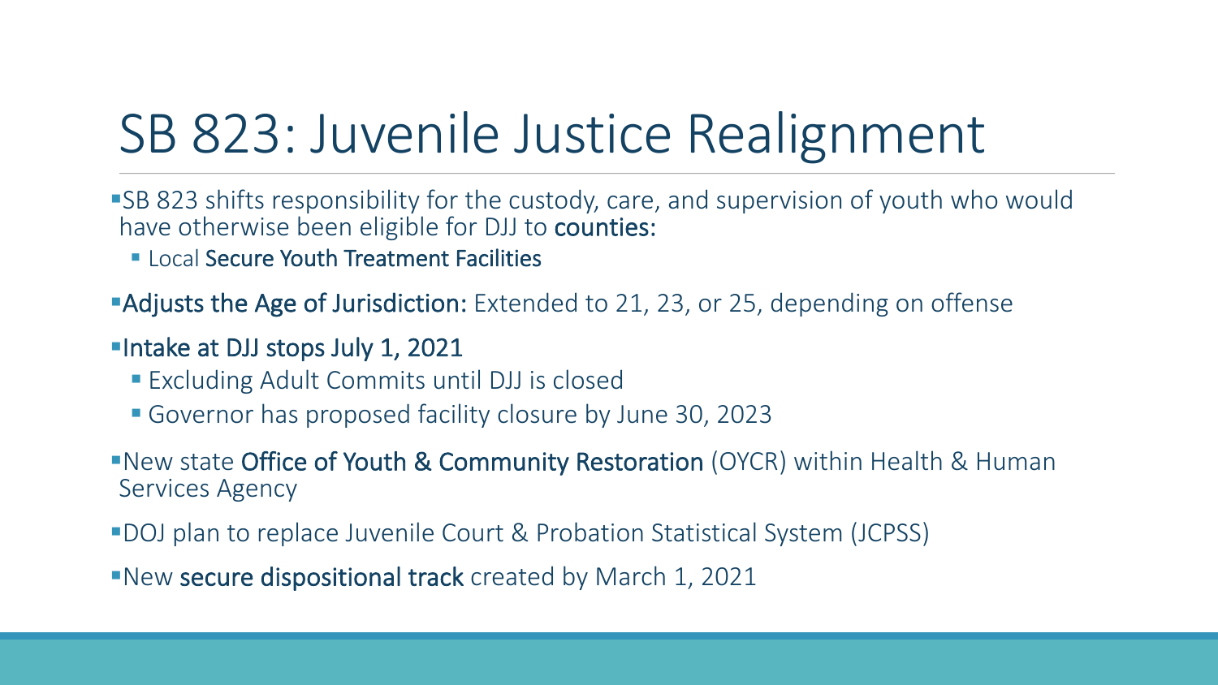# SB 823: Juvenile Justice Realignment

- SB 823 shifts responsibility for the custody, care, and supervision of youth who would have otherwise been eligible for DJJ to **counties:**
  - Local **Secure Youth Treatment Facilities**
- **Adjusts the Age of Jurisdiction:** Extended to 21, 23, or 25, depending on offense
- **Intake at DJJ stops July 1, 2021**
  - Excluding Adult Commits until DJJ is closed
  - Governor has proposed facility closure by June 30, 2023
- New state **Office of Youth & Community Restoration** (OYCR) within Health & Human Services Agency
- DOJ plan to replace Juvenile Court & Probation Statistical System (JCPSS)
- New **secure dispositional track** created by March 1, 2021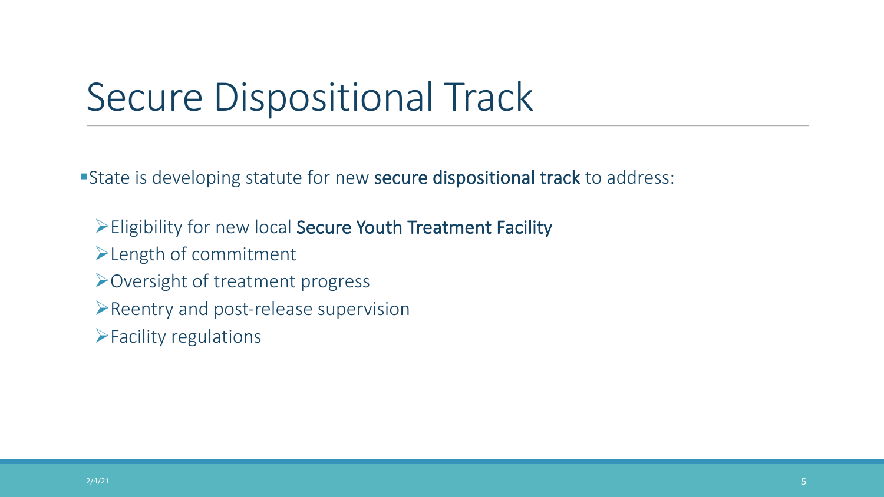# Secure Dispositional Track

- State is developing statute for new **secure dispositional track** to address:
  - Eligibility for new local **Secure Youth Treatment Facility**
  - Length of commitment
  - Oversight of treatment progress
  - Reentry and post-release supervision
  - Facility regulations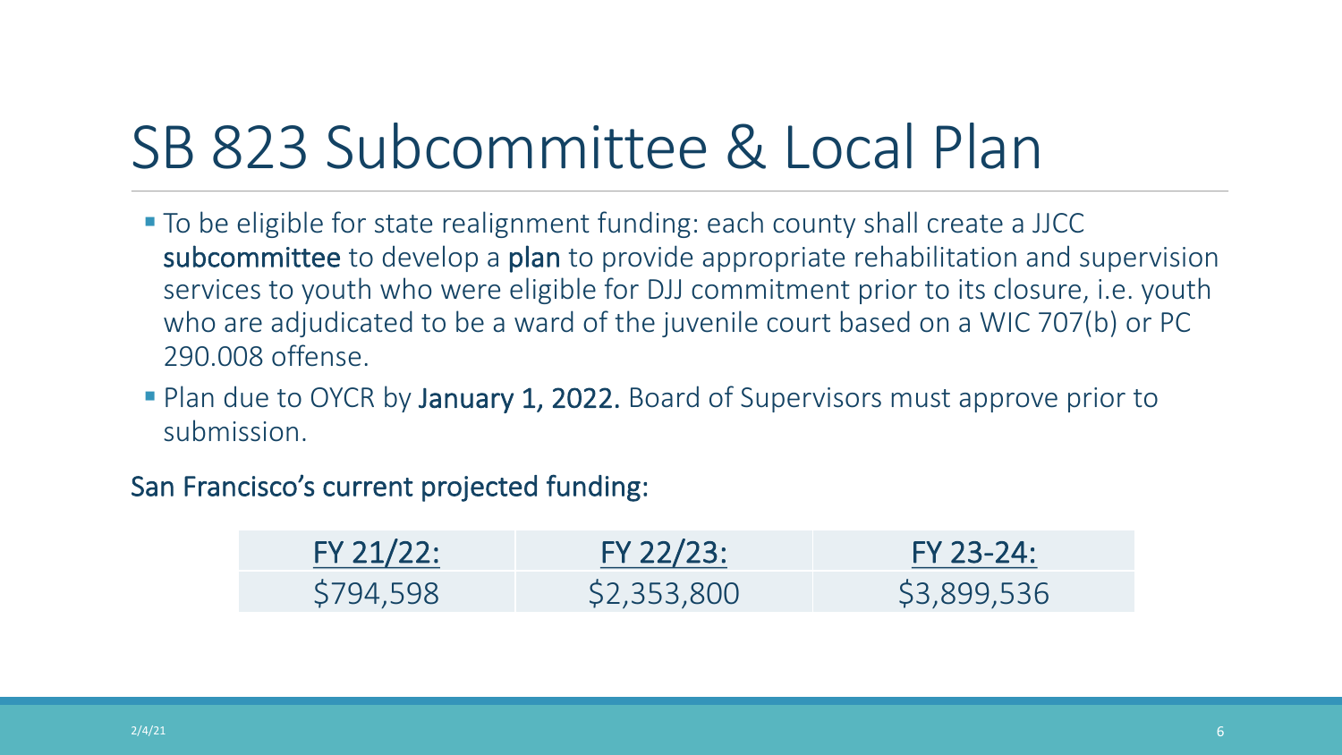# SB 823 Subcommittee & Local Plan

- To be eligible for state realignment funding: each county shall create a JJCC **subcommittee** to develop a **plan** to provide appropriate rehabilitation and supervision services to youth who were eligible for DJJ commitment prior to its closure, i.e. youth who are adjudicated to be a ward of the juvenile court based on a WIC 707(b) or PC 290.008 offense.
- Plan due to OYCR by **January 1, 2022.** Board of Supervisors must approve prior to submission.

San Francisco's current projected funding:

| FY 21/22: | FY 22/23: | FY 23-24: |
| --- | --- | --- |
| $794,598 | $2,353,800 | $3,899,536 |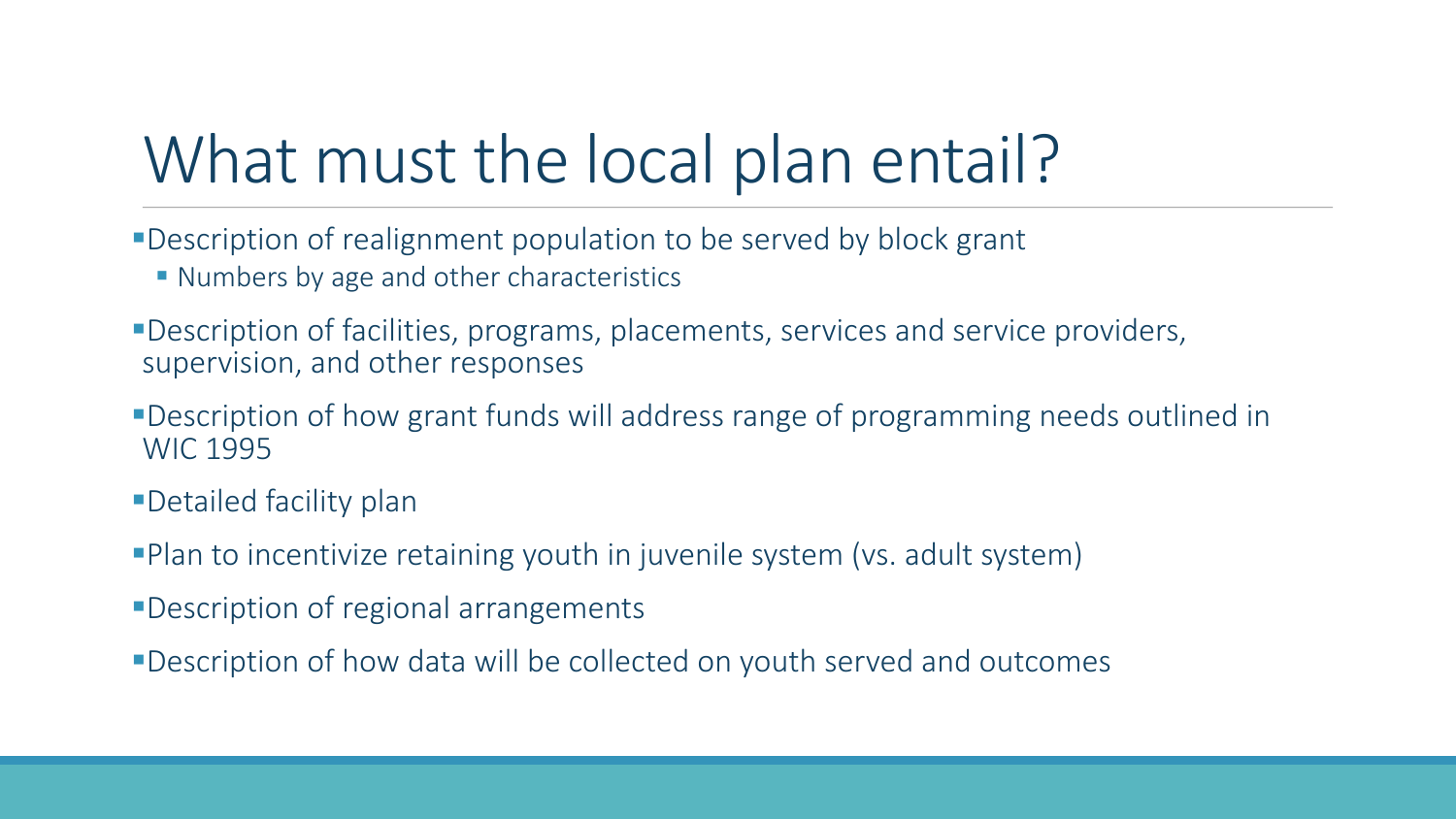# What must the local plan entail?

- Description of realignment population to be served by block grant
  - Numbers by age and other characteristics
- Description of facilities, programs, placements, services and service providers, supervision, and other responses
- Description of how grant funds will address range of programming needs outlined in WIC 1995
- Detailed facility plan
- Plan to incentivize retaining youth in juvenile system (vs. adult system)
- Description of regional arrangements
- Description of how data will be collected on youth served and outcomes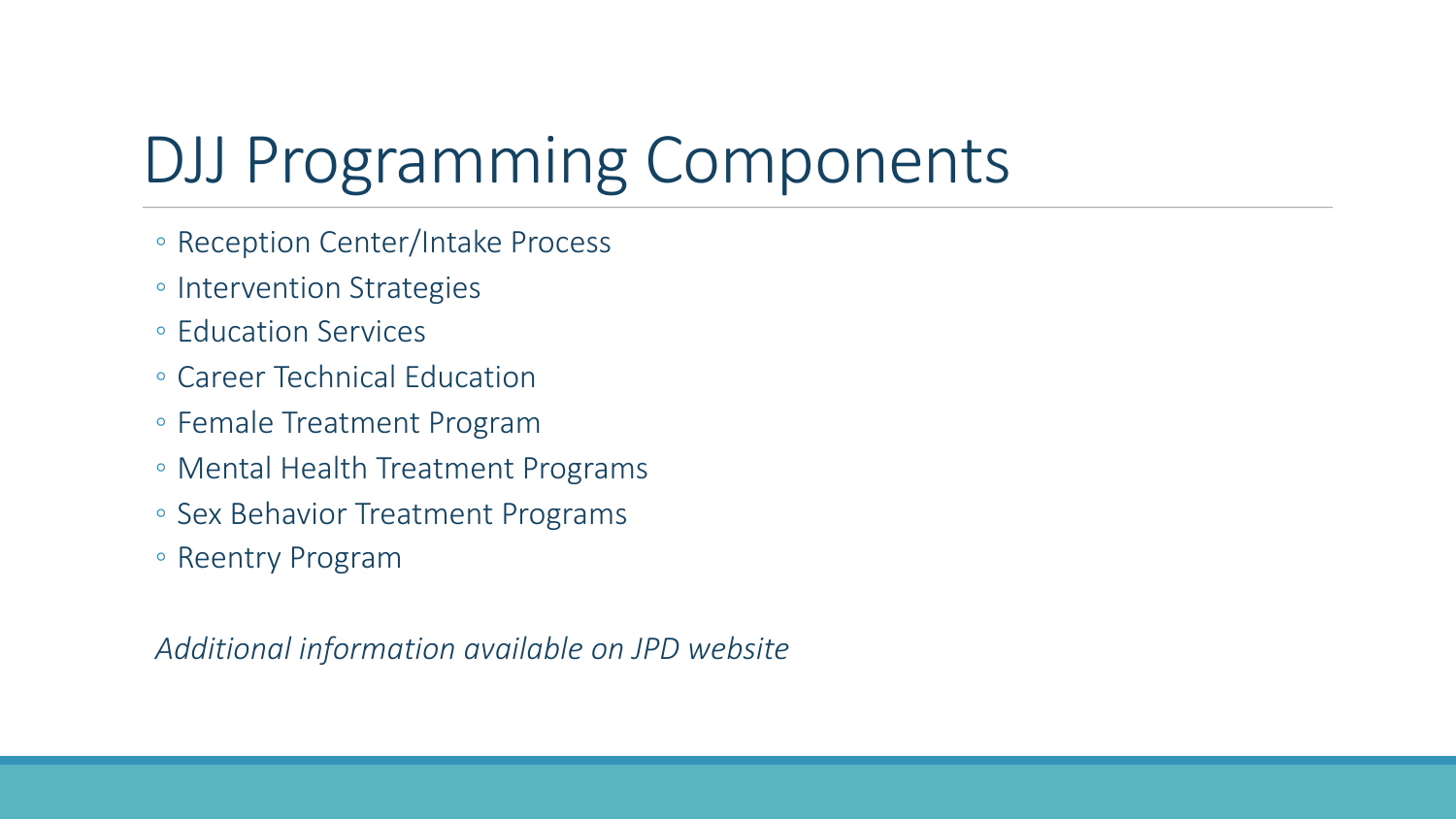# DJJ Programming Components

- Reception Center/Intake Process
- Intervention Strategies
- Education Services
- Career Technical Education
- Female Treatment Program
- Mental Health Treatment Programs
- Sex Behavior Treatment Programs
- Reentry Program

*Additional information available on JPD website*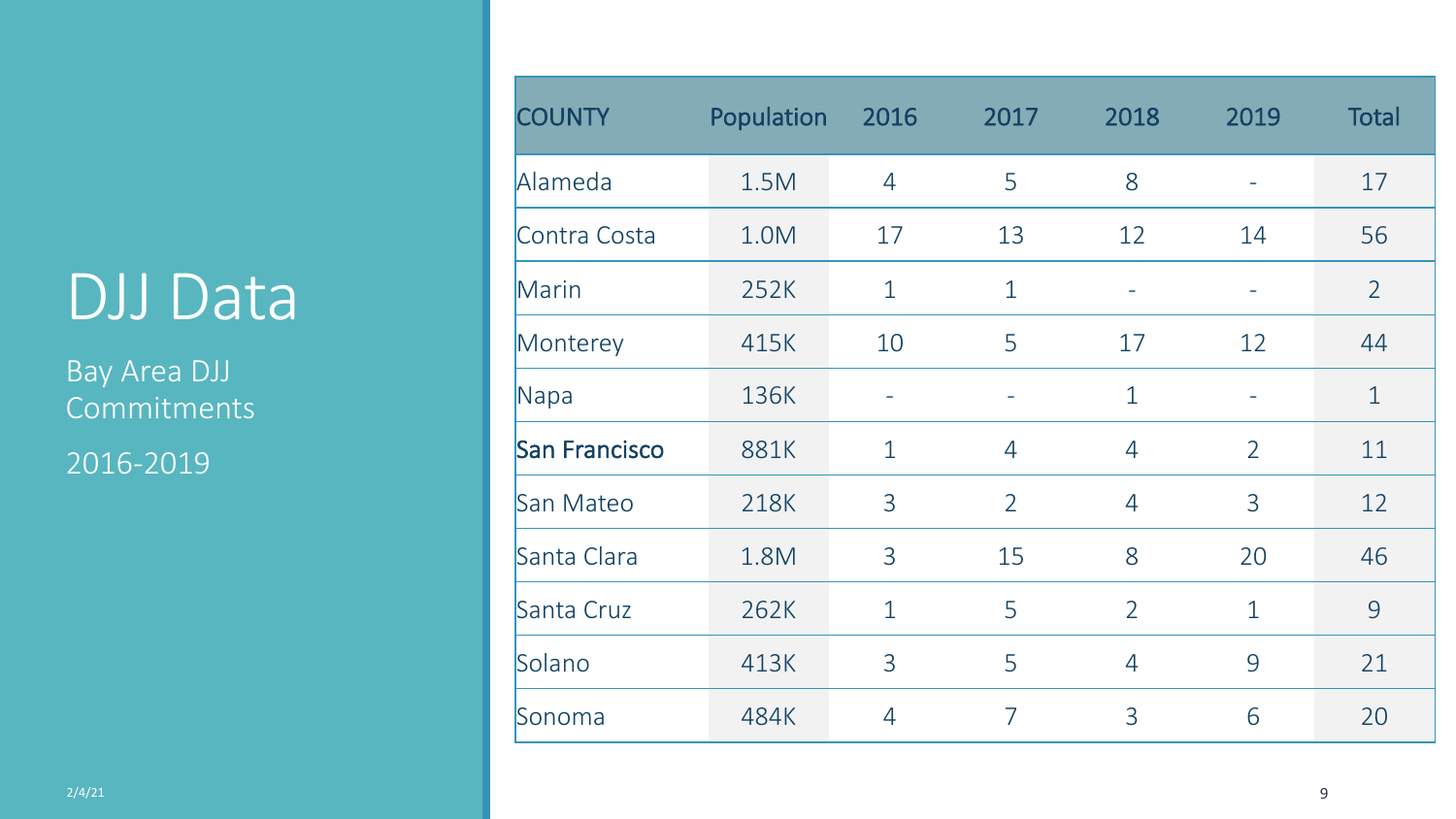# DJJ Data

Bay Area DJJ Commitments

2016-2019

| COUNTY | Population | 2016 | 2017 | 2018 | 2019 | Total |
|---|---|---|---|---|---|---|
| Alameda | 1.5M | 4 | 5 | 8 | - | 17 |
| Contra Costa | 1.0M | 17 | 13 | 12 | 14 | 56 |
| Marin | 252K | 1 | 1 | - | - | 2 |
| Monterey | 415K | 10 | 5 | 17 | 12 | 44 |
| Napa | 136K | - | - | 1 | - | 1 |
| San Francisco | 881K | 1 | 4 | 4 | 2 | 11 |
| San Mateo | 218K | 3 | 2 | 4 | 3 | 12 |
| Santa Clara | 1.8M | 3 | 15 | 8 | 20 | 46 |
| Santa Cruz | 262K | 1 | 5 | 2 | 1 | 9 |
| Solano | 413K | 3 | 5 | 4 | 9 | 21 |
| Sonoma | 484K | 4 | 7 | 3 | 6 | 20 |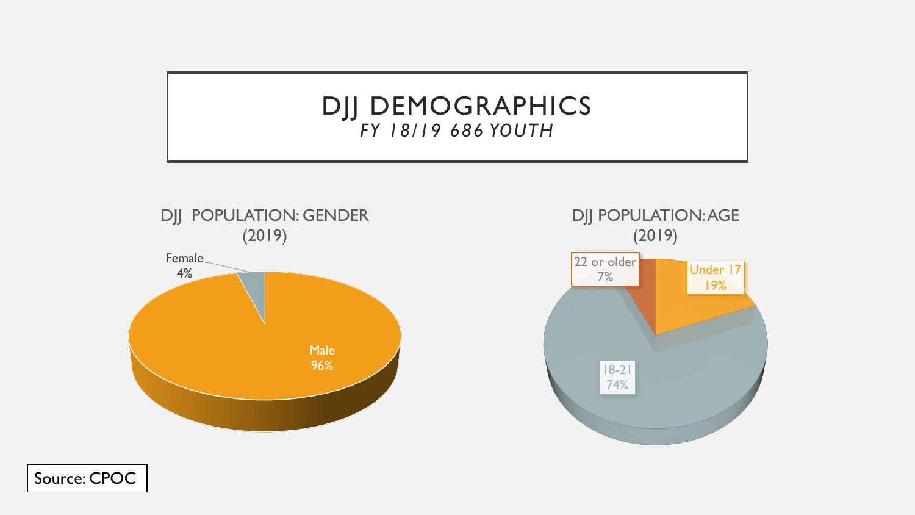# DJJ DEMOGRAPHICS

*FY 18/19 686 YOUTH*

## DJJ POPULATION: GENDER (2019)

Female 4%

Male 96%

## DJJ POPULATION: AGE (2019)

22 or older 7%

Under 17 19%

18-21 74%

Source: CPOC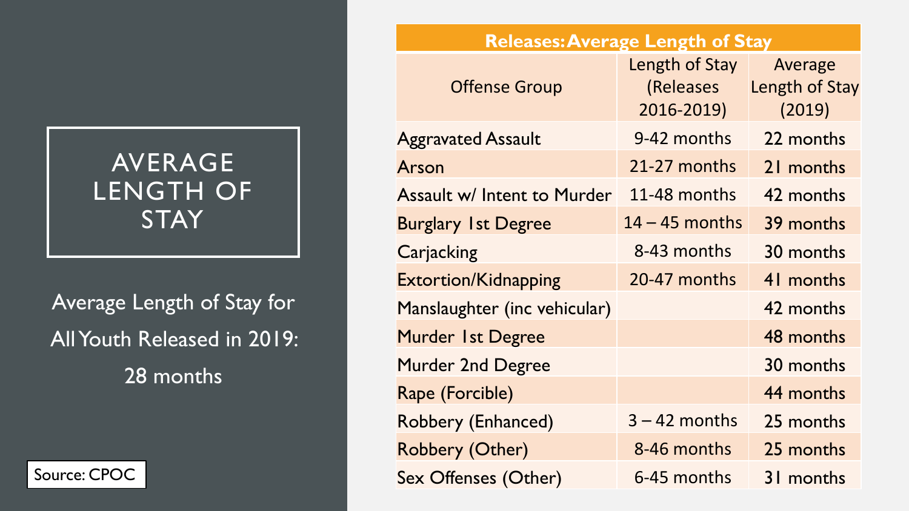# AVERAGE LENGTH OF STAY

Average Length of Stay for All Youth Released in 2019: 28 months

Source: CPOC

| Releases: Average Length of Stay | | |
|---|---|---|
| Offense Group | Length of Stay (Releases 2016-2019) | Average Length of Stay (2019) |
| Aggravated Assault | 9-42 months | 22 months |
| Arson | 21-27 months | 21 months |
| Assault w/ Intent to Murder | 11-48 months | 42 months |
| Burglary 1st Degree | 14 – 45 months | 39 months |
| Carjacking | 8-43 months | 30 months |
| Extortion/Kidnapping | 20-47 months | 41 months |
| Manslaughter (inc vehicular) | | 42 months |
| Murder 1st Degree | | 48 months |
| Murder 2nd Degree | | 30 months |
| Rape (Forcible) | | 44 months |
| Robbery (Enhanced) | 3 – 42 months | 25 months |
| Robbery (Other) | 8-46 months | 25 months |
| Sex Offenses (Other) | 6-45 months | 31 months |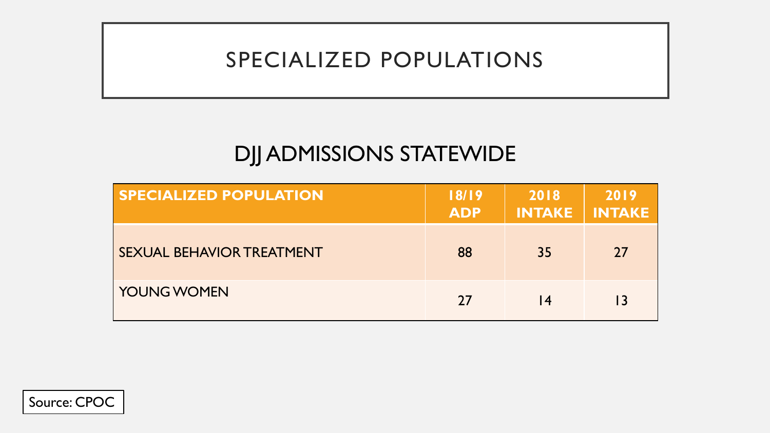# SPECIALIZED POPULATIONS

## DJJ ADMISSIONS STATEWIDE

| SPECIALIZED POPULATION | 18/19 ADP | 2018 INTAKE | 2019 INTAKE |
|---|---|---|---|
| SEXUAL BEHAVIOR TREATMENT | 88 | 35 | 27 |
| YOUNG WOMEN | 27 | 14 | 13 |

Source: CPOC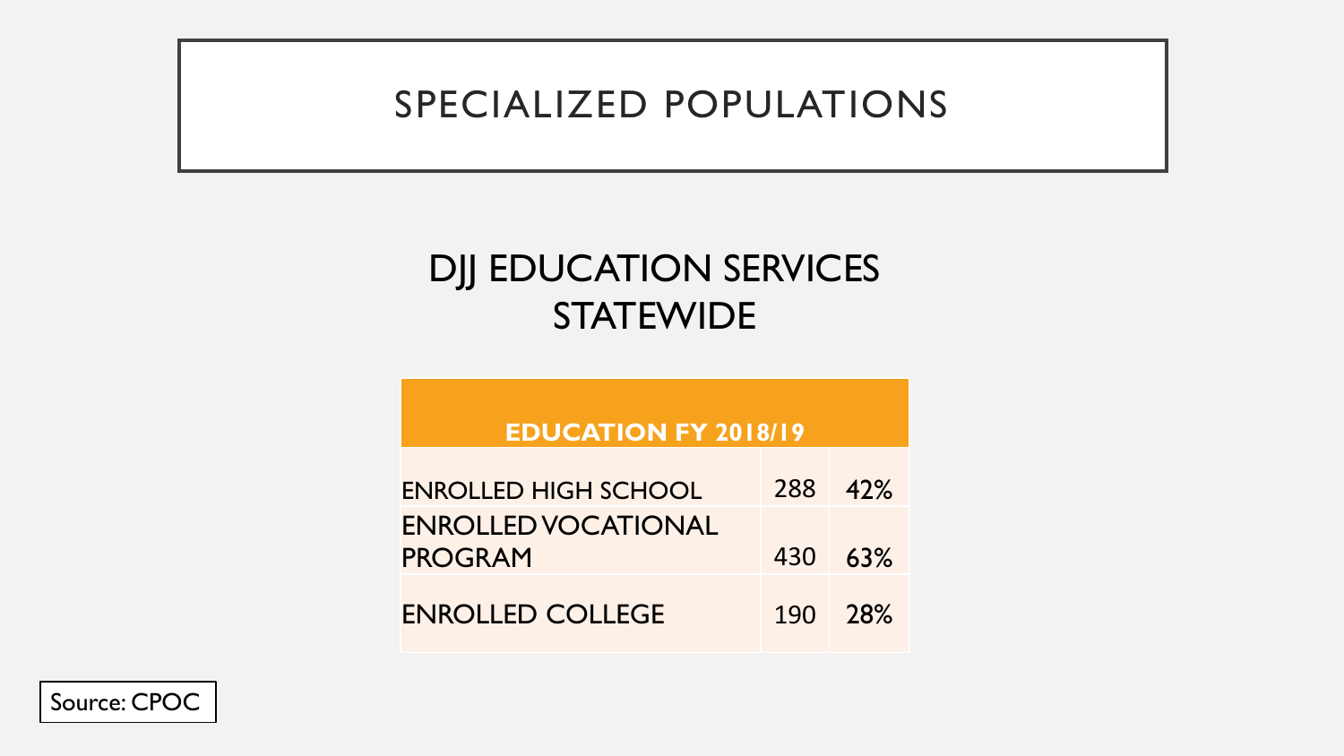# SPECIALIZED POPULATIONS

## DJJ EDUCATION SERVICES STATEWIDE

| EDUCATION FY 2018/19 | | |
|---|---|---|
| ENROLLED HIGH SCHOOL | 288 | 42% |
| ENROLLED VOCATIONAL PROGRAM | 430 | 63% |
| ENROLLED COLLEGE | 190 | 28% |

Source: CPOC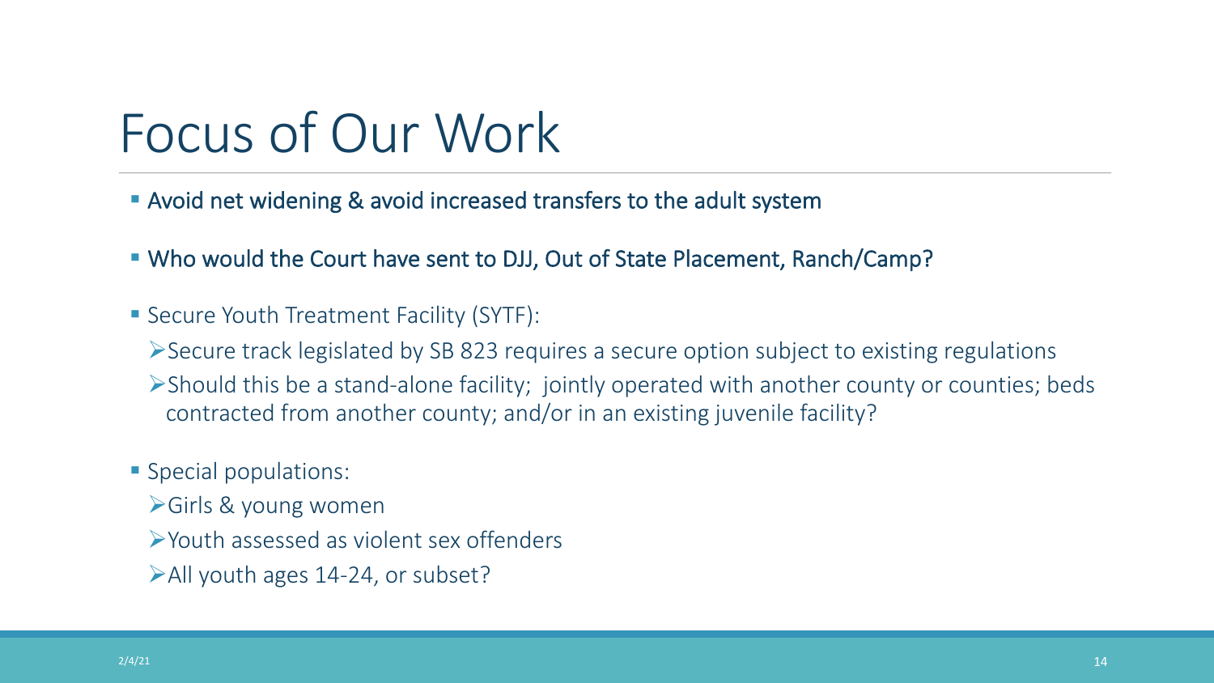# Focus of Our Work

- Avoid net widening & avoid increased transfers to the adult system
- Who would the Court have sent to DJJ, Out of State Placement, Ranch/Camp?
- Secure Youth Treatment Facility (SYTF):
  - Secure track legislated by SB 823 requires a secure option subject to existing regulations
  - Should this be a stand-alone facility; jointly operated with another county or counties; beds contracted from another county; and/or in an existing juvenile facility?
- Special populations:
  - Girls & young women
  - Youth assessed as violent sex offenders
  - All youth ages 14-24, or subset?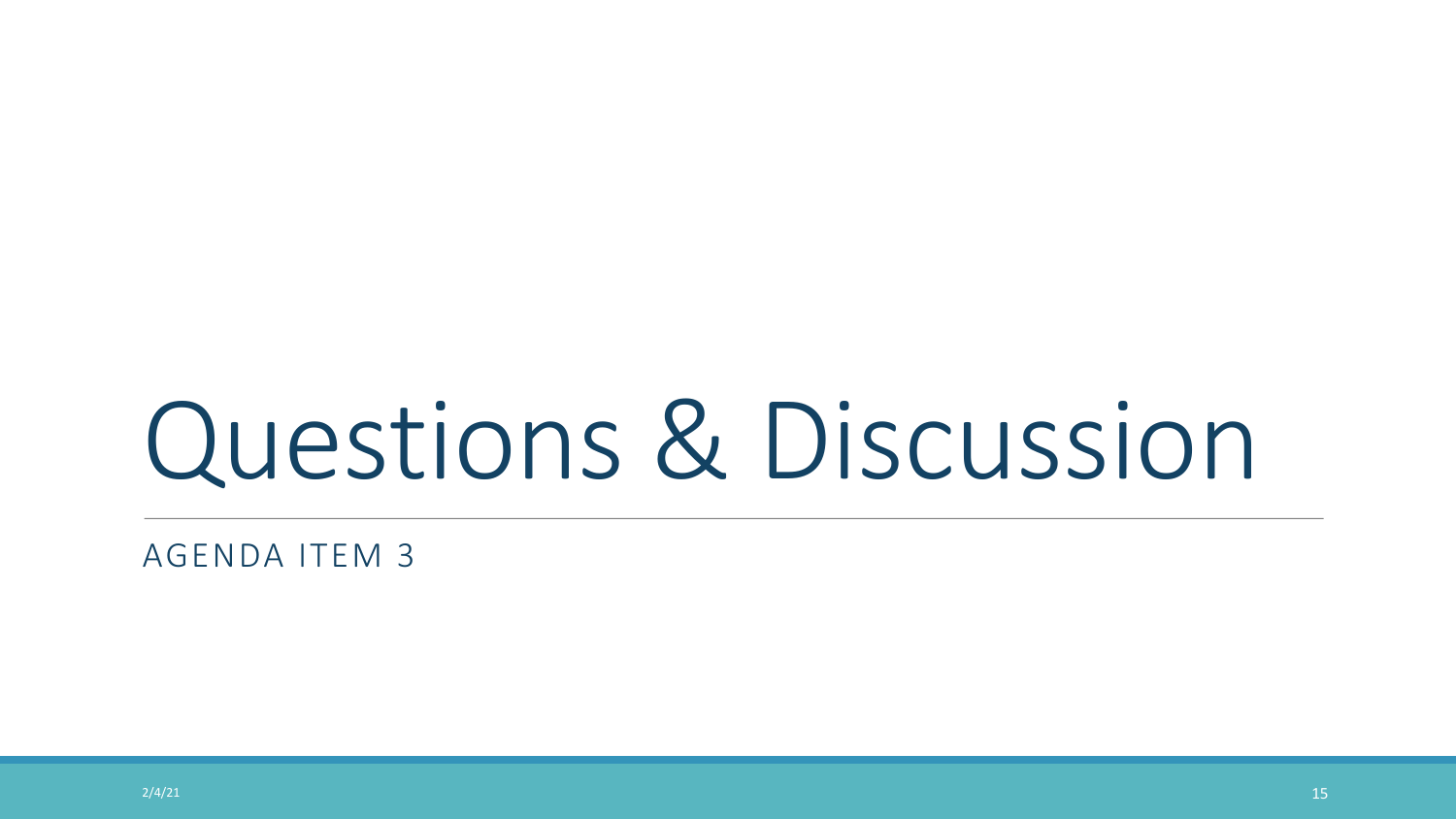# Questions & Discussion

AGENDA ITEM 3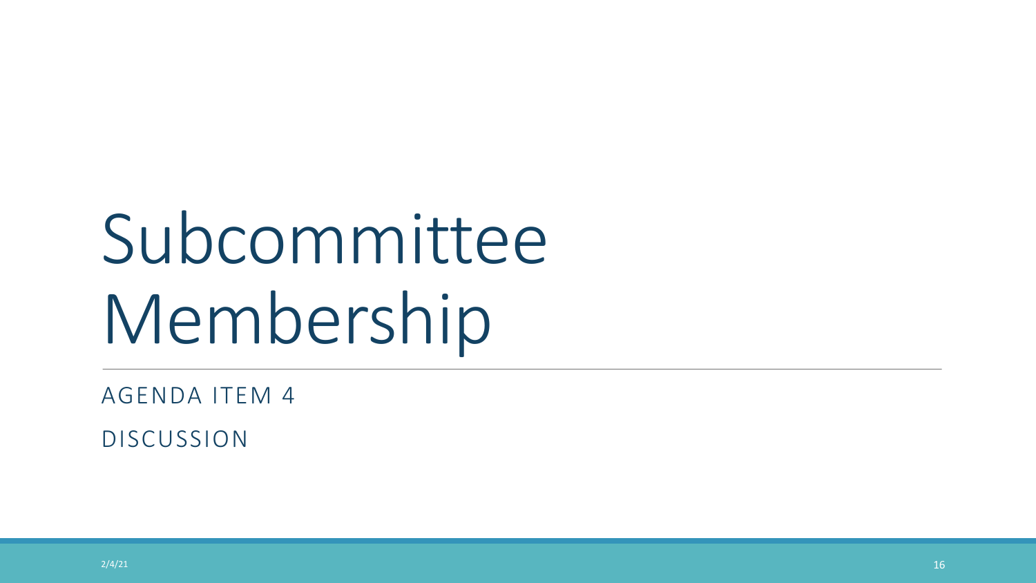# Subcommittee Membership

AGENDA ITEM 4

DISCUSSION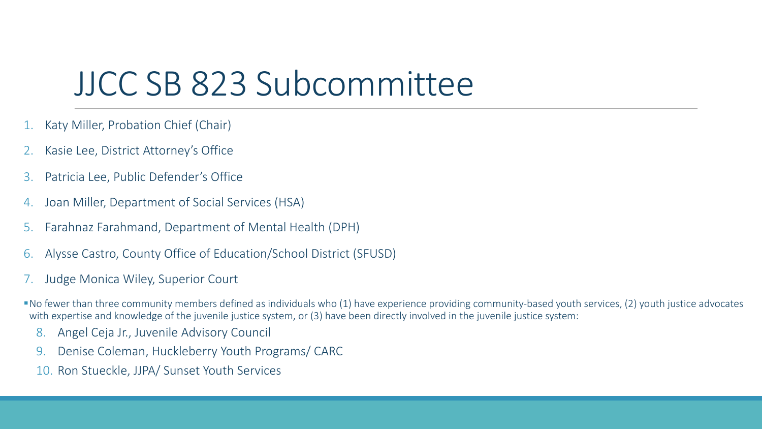# JJCC SB 823 Subcommittee

1. Katy Miller, Probation Chief (Chair)
2. Kasie Lee, District Attorney's Office
3. Patricia Lee, Public Defender's Office
4. Joan Miller, Department of Social Services (HSA)
5. Farahnaz Farahmand, Department of Mental Health (DPH)
6. Alysse Castro, County Office of Education/School District (SFUSD)
7. Judge Monica Wiley, Superior Court

- No fewer than three community members defined as individuals who (1) have experience providing community-based youth services, (2) youth justice advocates with expertise and knowledge of the juvenile justice system, or (3) have been directly involved in the juvenile justice system:

   8. Angel Ceja Jr., Juvenile Advisory Council
   9. Denise Coleman, Huckleberry Youth Programs/ CARC
   10. Ron Stueckle, JJPA/ Sunset Youth Services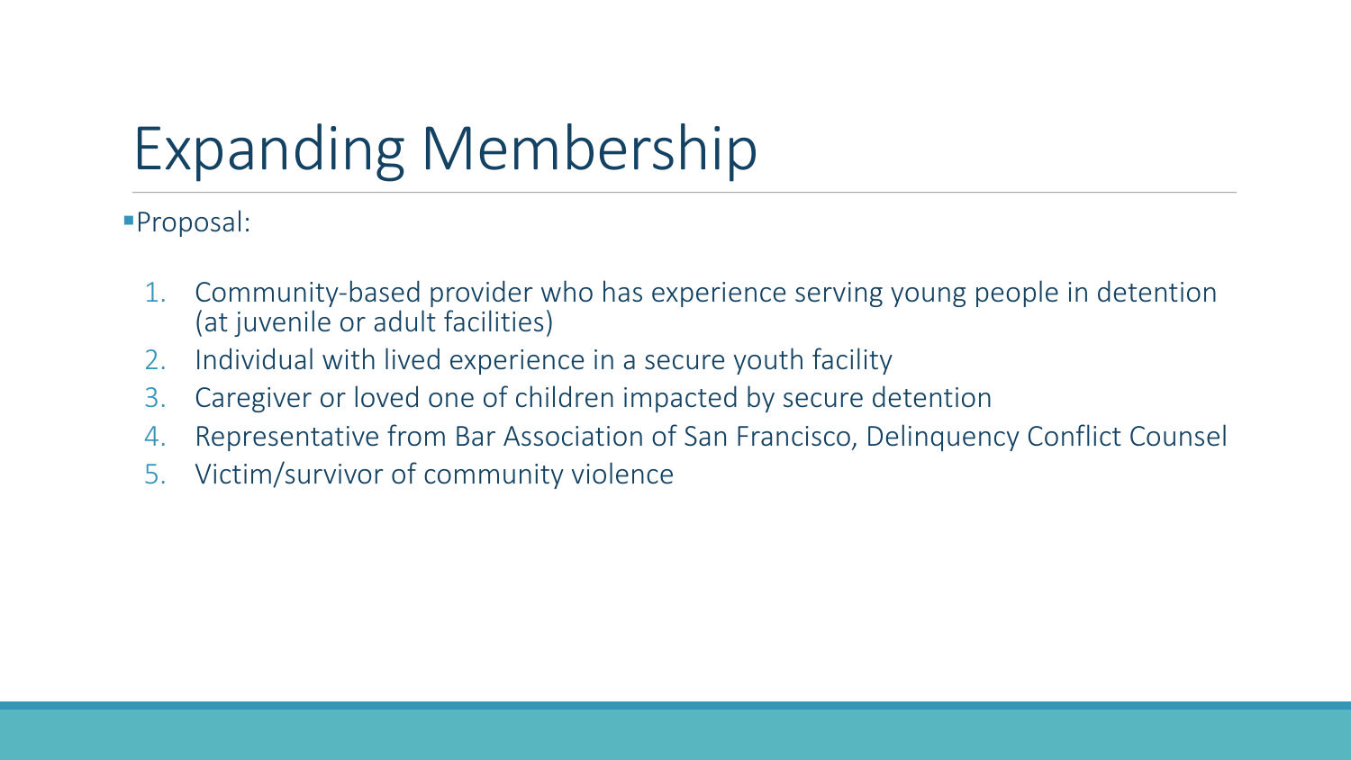# Expanding Membership

- Proposal:

1. Community-based provider who has experience serving young people in detention (at juvenile or adult facilities)
2. Individual with lived experience in a secure youth facility
3. Caregiver or loved one of children impacted by secure detention
4. Representative from Bar Association of San Francisco, Delinquency Conflict Counsel
5. Victim/survivor of community violence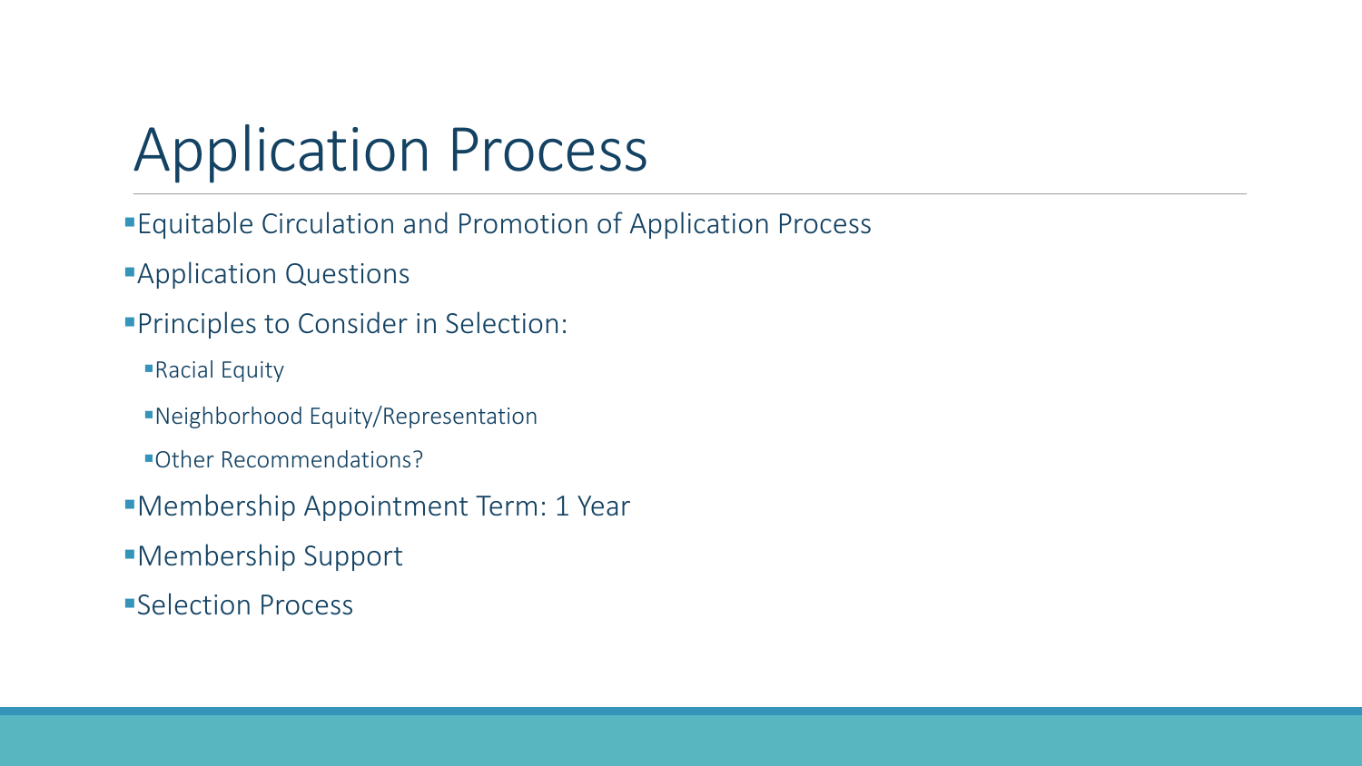# Application Process

- Equitable Circulation and Promotion of Application Process
- Application Questions
- Principles to Consider in Selection:
  - Racial Equity
  - Neighborhood Equity/Representation
  - Other Recommendations?
- Membership Appointment Term: 1 Year
- Membership Support
- Selection Process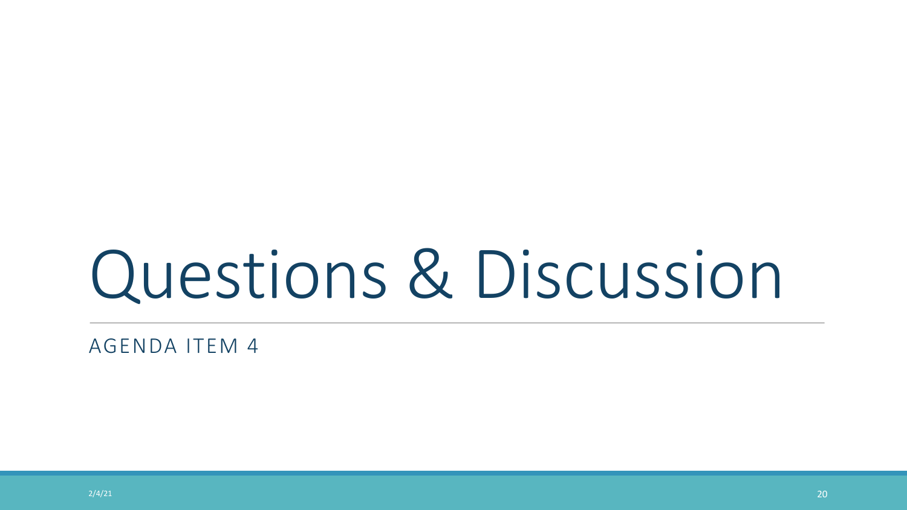# Questions & Discussion

AGENDA ITEM 4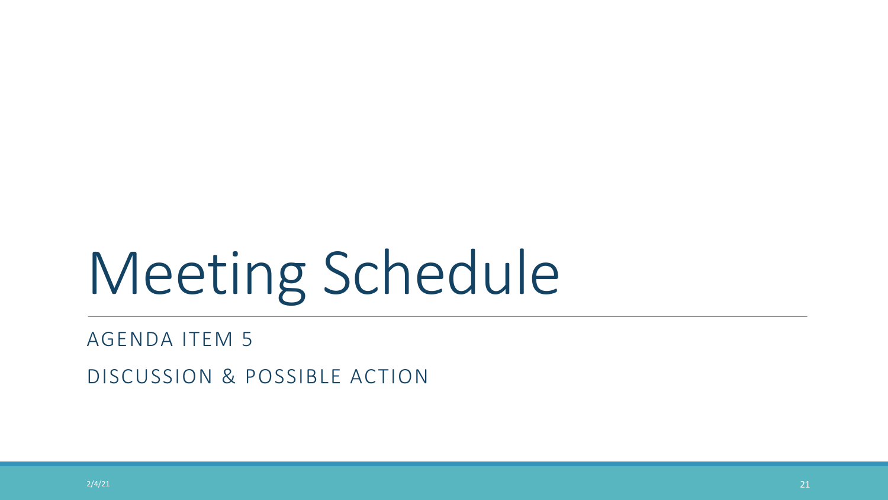# Meeting Schedule

AGENDA ITEM 5

DISCUSSION & POSSIBLE ACTION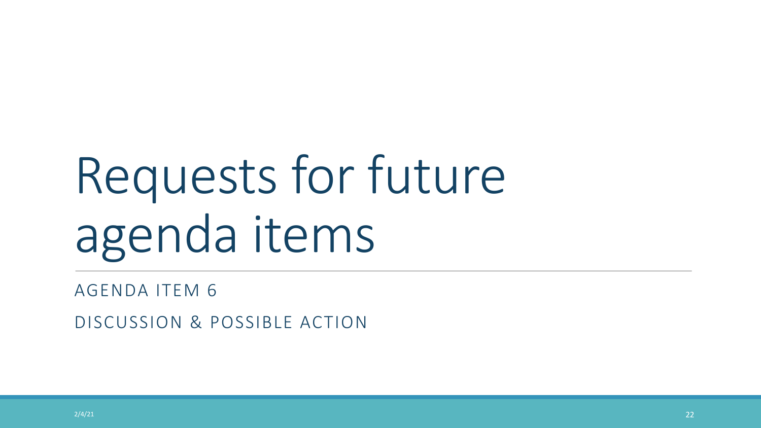# Requests for future agenda items

AGENDA ITEM 6

DISCUSSION & POSSIBLE ACTION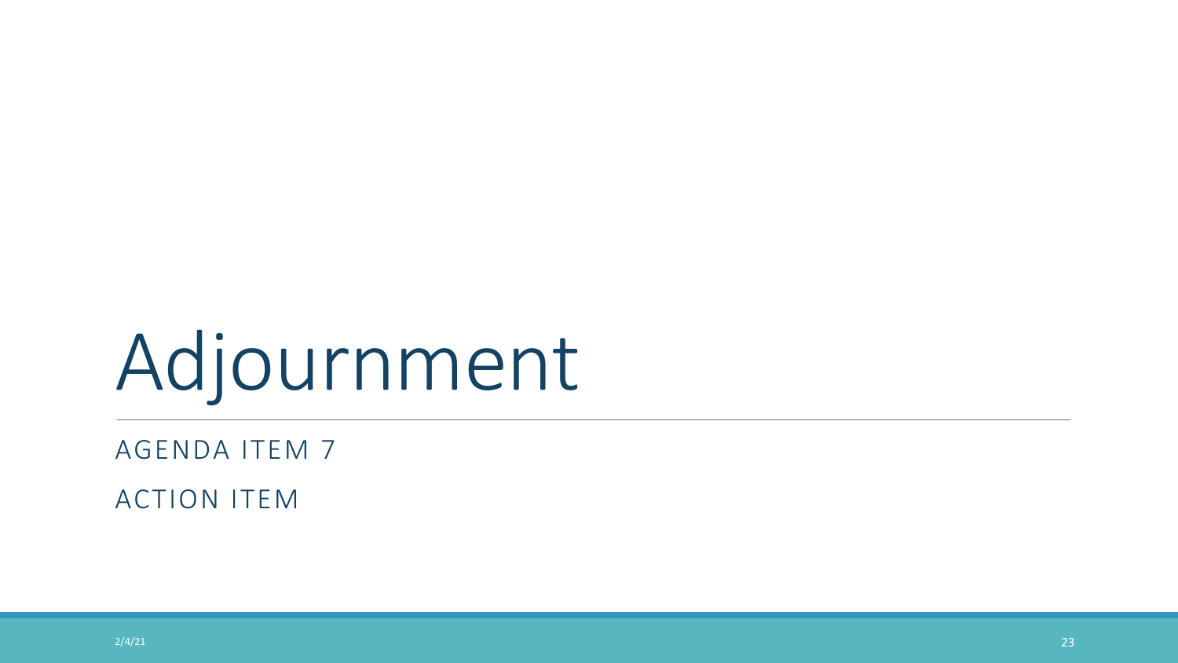# Adjournment

AGENDA ITEM 7

ACTION ITEM